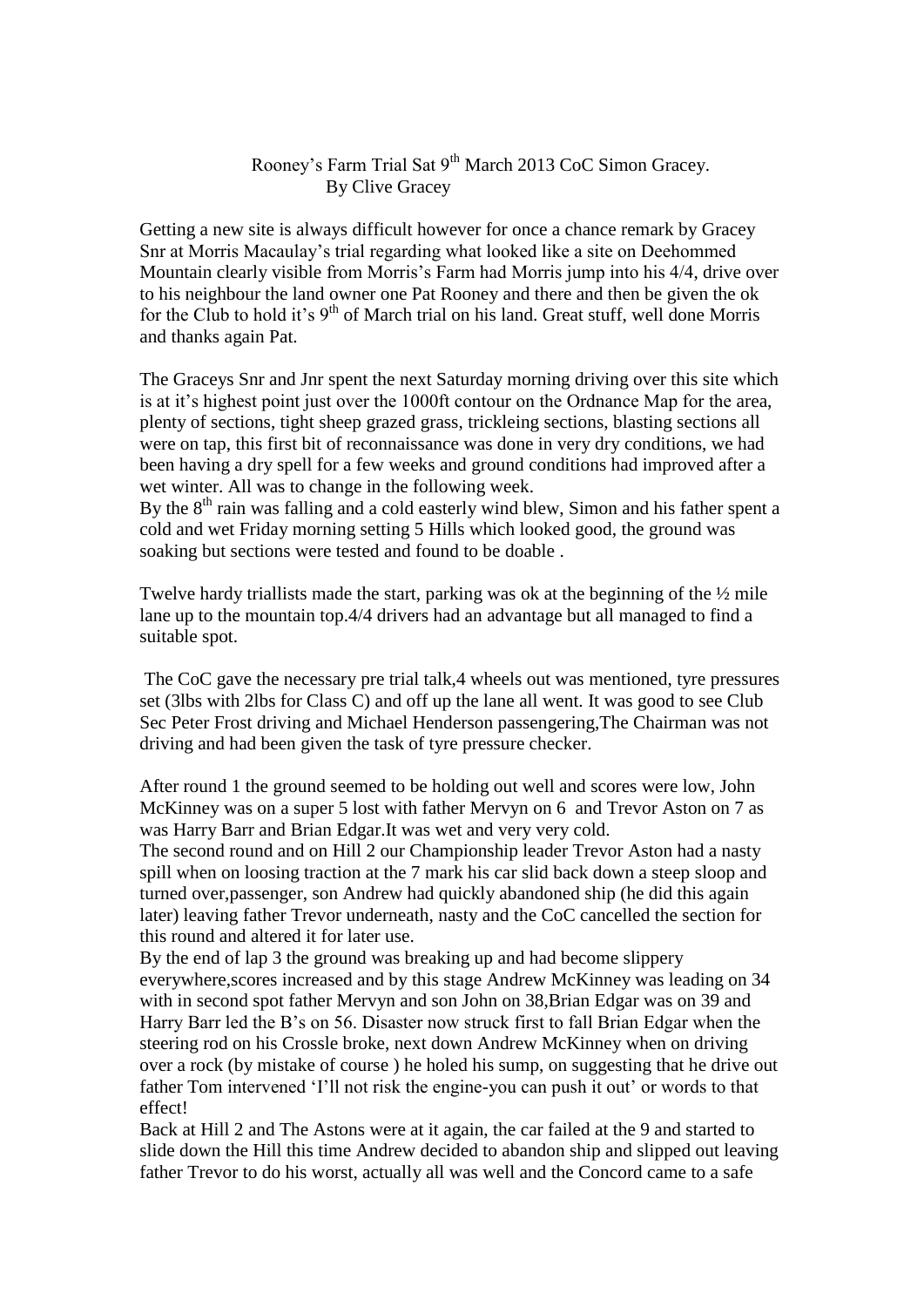Rooney's Farm Trial Sat 9th March 2013 CoC Simon Gracey.
By Clive Gracey

Getting a new site is always difficult however for once a chance remark by Gracey Snr at Morris Macaulay's trial regarding what looked like a site on Deehommed Mountain clearly visible from Morris's Farm had Morris jump into his 4/4, drive over to his neighbour the land owner one Pat Rooney and there and then be given the ok for the Club to hold it's 9th of March trial on his land. Great stuff, well done Morris and thanks again Pat.

The Graceys Snr and Jnr spent the next Saturday morning driving over this site which is at it's highest point just over the 1000ft contour on the Ordnance Map for the area, plenty of sections, tight sheep grazed grass, trickleing sections, blasting sections all were on tap, this first bit of reconnaissance was done in very dry conditions, we had been having a dry spell for a few weeks and ground conditions had improved after a wet winter. All was to change in the following week.
By the 8th rain was falling and a cold easterly wind blew, Simon and his father spent a cold and wet Friday morning setting 5 Hills which looked good, the ground was soaking but sections were tested and found to be doable .

Twelve hardy triallists made the start, parking was ok at the beginning of the ½ mile lane up to the mountain top.4/4 drivers had an advantage but all managed to find a suitable spot.

The CoC gave the necessary pre trial talk,4 wheels out was mentioned, tyre pressures set (3lbs with 2lbs for Class C) and off up the lane all went. It was good to see Club Sec Peter Frost driving and Michael Henderson passengering,The Chairman was not driving and had been given the task of tyre pressure checker.

After round 1 the ground seemed to be holding out well and scores were low, John McKinney was on a super 5 lost with father Mervyn on 6 and Trevor Aston on 7 as was Harry Barr and Brian Edgar.It was wet and very very cold.
The second round and on Hill 2 our Championship leader Trevor Aston had a nasty spill when on loosing traction at the 7 mark his car slid back down a steep sloop and turned over,passenger, son Andrew had quickly abandoned ship (he did this again later) leaving father Trevor underneath, nasty and the CoC cancelled the section for this round and altered it for later use.
By the end of lap 3 the ground was breaking up and had become slippery everywhere,scores increased and by this stage Andrew McKinney was leading on 34 with in second spot father Mervyn and son John on 38,Brian Edgar was on 39 and Harry Barr led the B's on 56. Disaster now struck first to fall Brian Edgar when the steering rod on his Crossle broke, next down Andrew McKinney when on driving over a rock (by mistake of course ) he holed his sump, on suggesting that he drive out father Tom intervened 'I'll not risk the engine-you can push it out' or words to that effect!
Back at Hill 2 and The Astons were at it again, the car failed at the 9 and started to slide down the Hill this time Andrew decided to abandon ship and slipped out leaving father Trevor to do his worst, actually all was well and the Concord came to a safe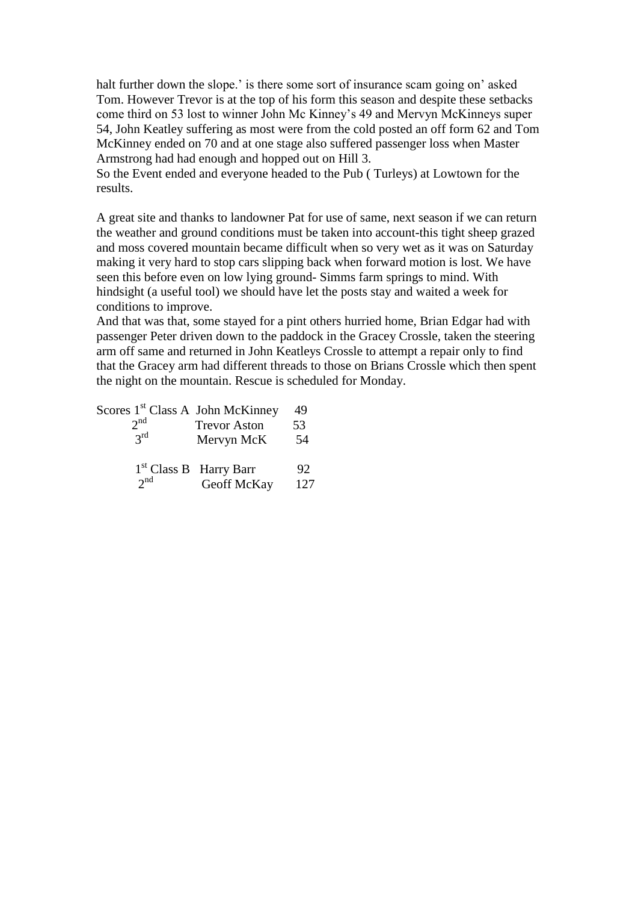halt further down the slope.' is there some sort of insurance scam going on' asked Tom. However Trevor is at the top of his form this season and despite these setbacks come third on 53 lost to winner John Mc Kinney's 49 and Mervyn McKinneys super 54, John Keatley suffering as most were from the cold posted an off form 62 and Tom McKinney ended on 70 and at one stage also suffered passenger loss when Master Armstrong had had enough and hopped out on Hill 3.
So the Event ended and everyone headed to the Pub ( Turleys) at Lowtown for the results.

A great site and thanks to landowner Pat for use of same, next season if we can return the weather and ground conditions must be taken into account-this tight sheep grazed and moss covered mountain became difficult when so very wet as it was on Saturday making it very hard to stop cars slipping back when forward motion is lost. We have seen this before even on low lying ground- Simms farm springs to mind. With hindsight (a useful tool) we should have let the posts stay and waited a week for conditions to improve.
And that was that, some stayed for a pint others hurried home, Brian Edgar had with passenger Peter driven down to the paddock in the Gracey Crossle, taken the steering arm off same and returned in John Keatleys Crossle to attempt a repair only to find that the Gracey arm had different threads to those on Brians Crossle which then spent the night on the mountain. Rescue is scheduled for Monday.

| | | | |
|---|---|---|---|
| Scores | 1st Class A | John McKinney | 49 |
| | 2nd | Trevor Aston | 53 |
| | 3rd | Mervyn McK | 54 |
| | | | |
| | 1st Class B | Harry Barr | 92 |
| | 2nd | Geoff McKay | 127 |